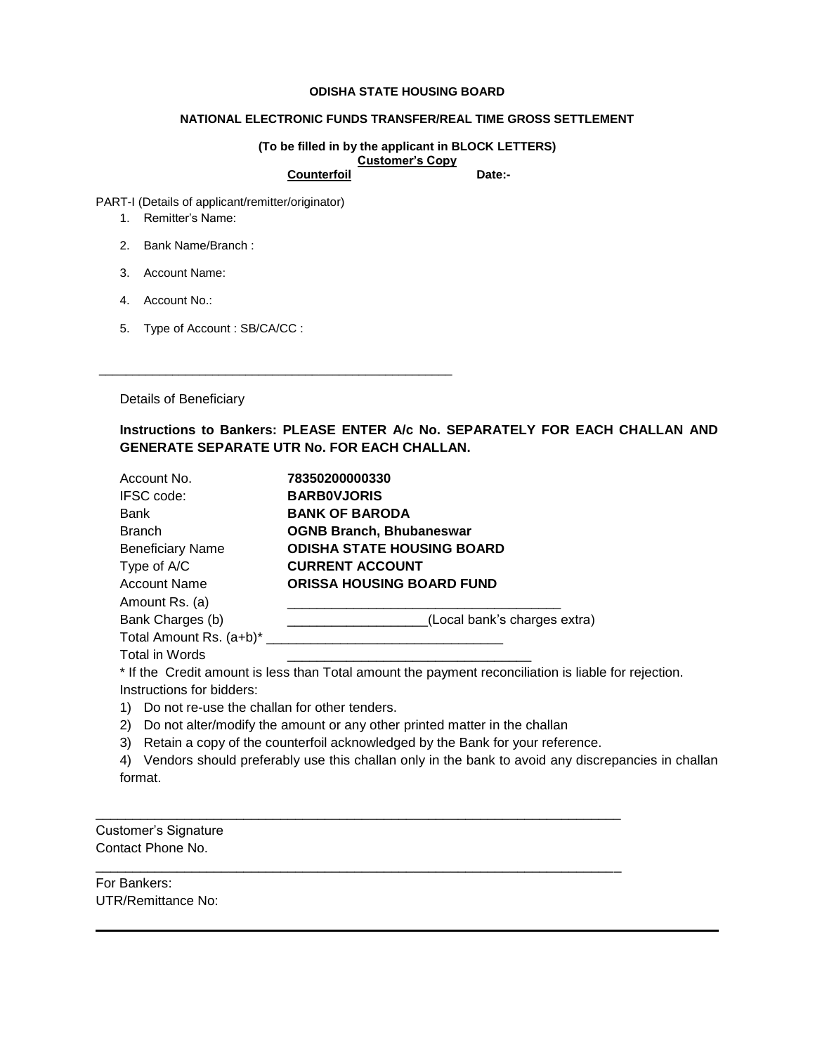**ODISHA STATE HOUSING BOARD**

**NATIONAL ELECTRONIC FUNDS TRANSFER/REAL TIME GROSS SETTLEMENT**

**(To be filled in by the applicant in BLOCK LETTERS)**

**Customer's Copy**

**Counterfoil** **Date:-**

PART-I (Details of applicant/remitter/originator)

1. Remitter's Name:
2. Bank Name/Branch :
3. Account Name:
4. Account No.:
5. Type of Account : SB/CA/CC :

---

Details of Beneficiary

**Instructions to Bankers: PLEASE ENTER A/c No. SEPARATELY FOR EACH CHALLAN AND GENERATE SEPARATE UTR No. FOR EACH CHALLAN.**

| | |
|---|---|
| Account No. | **78350200000330** |
| IFSC code: | **BARB0VJORIS** |
| Bank | **BANK OF BARODA** |
| Branch | **OGNB Branch, Bhubaneswar** |
| Beneficiary Name | **ODISHA STATE HOUSING BOARD** |
| Type of A/C | **CURRENT ACCOUNT** |
| Account Name | **ORISSA HOUSING BOARD FUND** |
| Amount Rs. (a) | ____________________________________ |
| Bank Charges (b) | __________________(Local bank's charges extra) |
| Total Amount Rs. (a+b)* | _______________________________ |
| Total in Words | _________________________________ |

* If the Credit amount is less than Total amount the payment reconciliation is liable for rejection.

Instructions for bidders:

1) Do not re-use the challan for other tenders.
2) Do not alter/modify the amount or any other printed matter in the challan
3) Retain a copy of the counterfoil acknowledged by the Bank for your reference.
4) Vendors should preferably use this challan only in the bank to avoid any discrepancies in challan format.

---

Customer's Signature

Contact Phone No.

---

For Bankers:

UTR/Remittance No: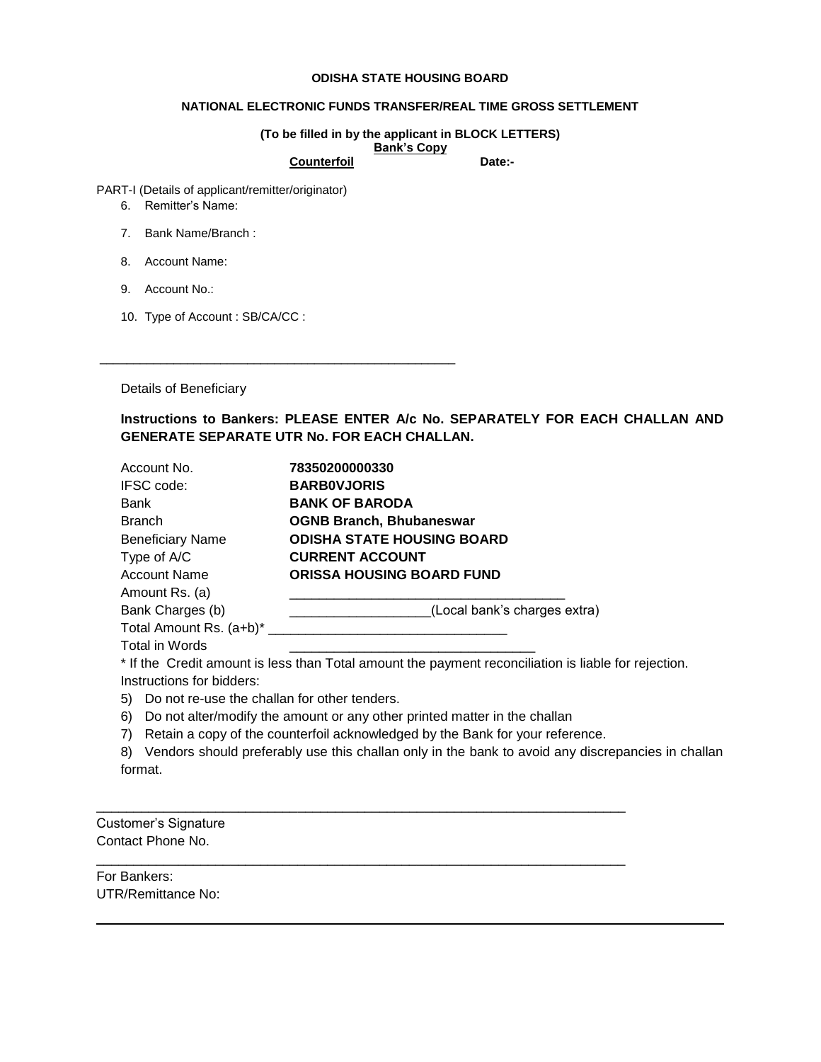**ODISHA STATE HOUSING BOARD**

**NATIONAL ELECTRONIC FUNDS TRANSFER/REAL TIME GROSS SETTLEMENT**

**(To be filled in by the applicant in BLOCK LETTERS)**

**Bank's Copy**

**Counterfoil** **Date:-**

PART-I (Details of applicant/remitter/originator)

6. Remitter's Name:
7. Bank Name/Branch :
8. Account Name:
9. Account No.:
10. Type of Account : SB/CA/CC :

---

Details of Beneficiary

**Instructions to Bankers: PLEASE ENTER A/c No. SEPARATELY FOR EACH CHALLAN AND GENERATE SEPARATE UTR No. FOR EACH CHALLAN.**

| | |
|---|---|
| Account No. | **78350200000330** |
| IFSC code: | **BARB0VJORIS** |
| Bank | **BANK OF BARODA** |
| Branch | **OGNB Branch, Bhubaneswar** |
| Beneficiary Name | **ODISHA STATE HOUSING BOARD** |
| Type of A/C | **CURRENT ACCOUNT** |
| Account Name | **ORISSA HOUSING BOARD FUND** |
| Amount Rs. (a) | ____________________________________ |
| Bank Charges (b) | __________________(Local bank's charges extra) |
| Total Amount Rs. (a+b)* | ________________________________ |
| Total in Words | ________________________________ |

* If the Credit amount is less than Total amount the payment reconciliation is liable for rejection.

Instructions for bidders:

5) Do not re-use the challan for other tenders.
6) Do not alter/modify the amount or any other printed matter in the challan
7) Retain a copy of the counterfoil acknowledged by the Bank for your reference.
8) Vendors should preferably use this challan only in the bank to avoid any discrepancies in challan format.

---

Customer's Signature

Contact Phone No.

---

For Bankers:

UTR/Remittance No:

---